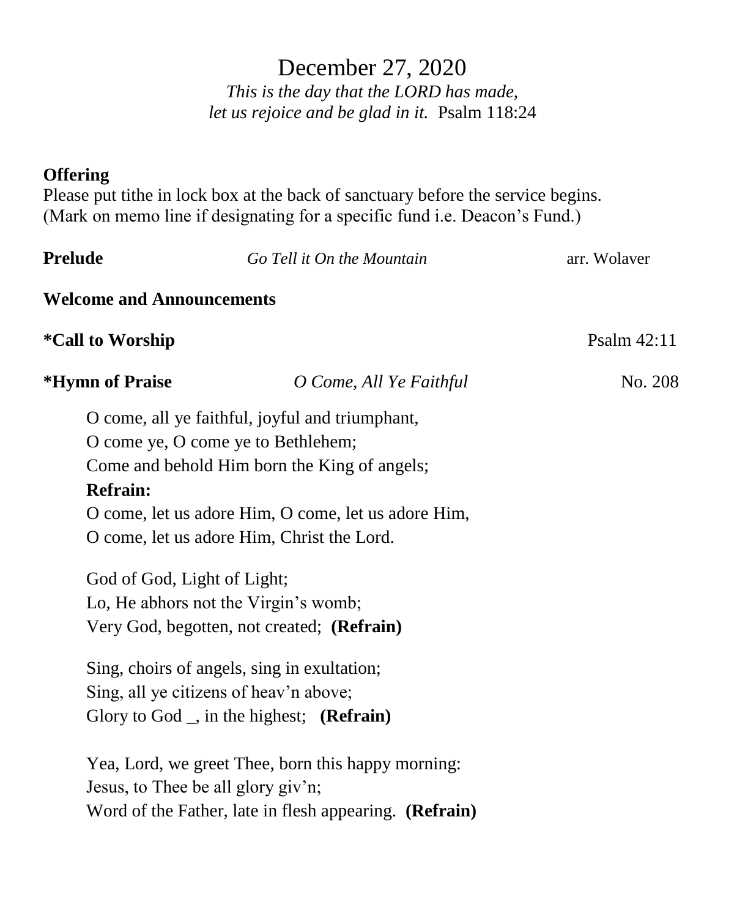# December 27, 2020

*This is the day that the LORD has made,*
*let us rejoice and be glad in it.* Psalm 118:24

**Offering**
Please put tithe in lock box at the back of sanctuary before the service begins.
(Mark on memo line if designating for a specific fund i.e. Deacon's Fund.)

**Prelude** *Go Tell it On the Mountain* arr. Wolaver

**Welcome and Announcements**

***Call to Worship** Psalm 42:11

***Hymn of Praise** *O Come, All Ye Faithful* No. 208

O come, all ye faithful, joyful and triumphant,
O come ye, O come ye to Bethlehem;
Come and behold Him born the King of angels;
**Refrain:**
O come, let us adore Him, O come, let us adore Him,
O come, let us adore Him, Christ the Lord.

God of God, Light of Light;
Lo, He abhors not the Virgin's womb;
Very God, begotten, not created; **(Refrain)**

Sing, choirs of angels, sing in exultation;
Sing, all ye citizens of heav'n above;
Glory to God _, in the highest; **(Refrain)**

Yea, Lord, we greet Thee, born this happy morning:
Jesus, to Thee be all glory giv'n;
Word of the Father, late in flesh appearing. **(Refrain)**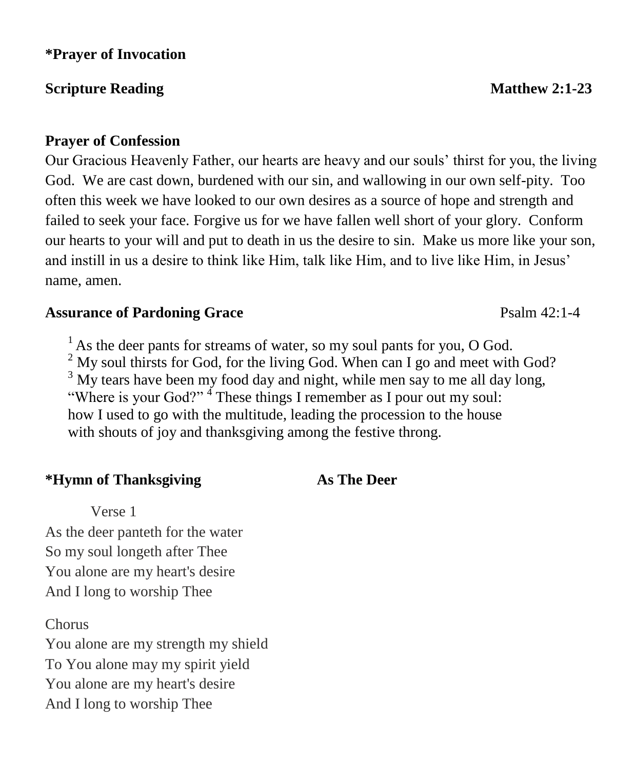**\*Prayer of Invocation**

**Scripture Reading** **Matthew 2:1-23**

**Prayer of Confession**

Our Gracious Heavenly Father, our hearts are heavy and our souls' thirst for you, the living God. We are cast down, burdened with our sin, and wallowing in our own self-pity. Too often this week we have looked to our own desires as a source of hope and strength and failed to seek your face. Forgive us for we have fallen well short of your glory. Conform our hearts to your will and put to death in us the desire to sin. Make us more like your son, and instill in us a desire to think like Him, talk like Him, and to live like Him, in Jesus' name, amen.

**Assurance of Pardoning Grace** Psalm 42:1-4

[1] As the deer pants for streams of water, so my soul pants for you, O God.
[2] My soul thirsts for God, for the living God. When can I go and meet with God?
[3] My tears have been my food day and night, while men say to me all day long, "Where is your God?" [4] These things I remember as I pour out my soul: how I used to go with the multitude, leading the procession to the house with shouts of joy and thanksgiving among the festive throng.

**\*Hymn of Thanksgiving** **As The Deer**

Verse 1

As the deer panteth for the water
So my soul longeth after Thee
You alone are my heart's desire
And I long to worship Thee

Chorus

You alone are my strength my shield
To You alone may my spirit yield
You alone are my heart's desire
And I long to worship Thee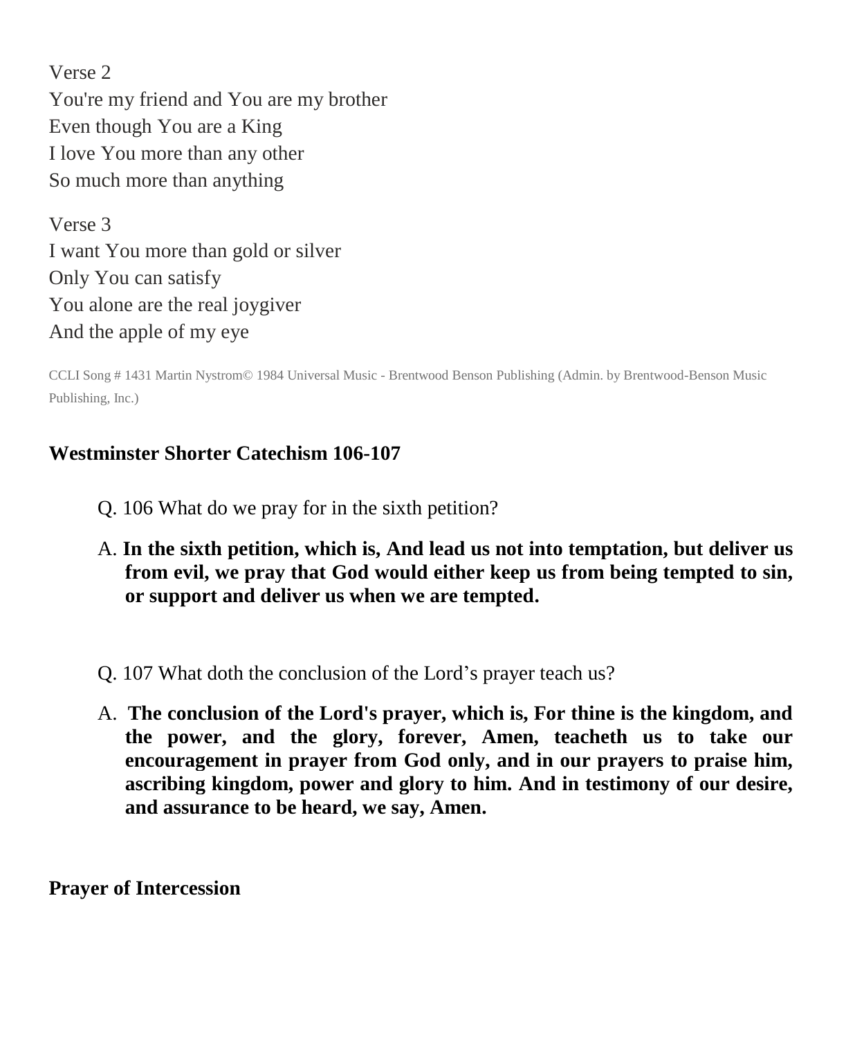Verse 2
You're my friend and You are my brother
Even though You are a King
I love You more than any other
So much more than anything

Verse 3
I want You more than gold or silver
Only You can satisfy
You alone are the real joygiver
And the apple of my eye

CCLI Song # 1431 Martin Nystrom© 1984 Universal Music - Brentwood Benson Publishing (Admin. by Brentwood-Benson Music Publishing, Inc.)

**Westminster Shorter Catechism 106-107**

Q. 106 What do we pray for in the sixth petition?

A. **In the sixth petition, which is, And lead us not into temptation, but deliver us from evil, we pray that God would either keep us from being tempted to sin, or support and deliver us when we are tempted.**

Q. 107 What doth the conclusion of the Lord's prayer teach us?

A. **The conclusion of the Lord's prayer, which is, For thine is the kingdom, and the power, and the glory, forever, Amen, teacheth us to take our encouragement in prayer from God only, and in our prayers to praise him, ascribing kingdom, power and glory to him. And in testimony of our desire, and assurance to be heard, we say, Amen.**

**Prayer of Intercession**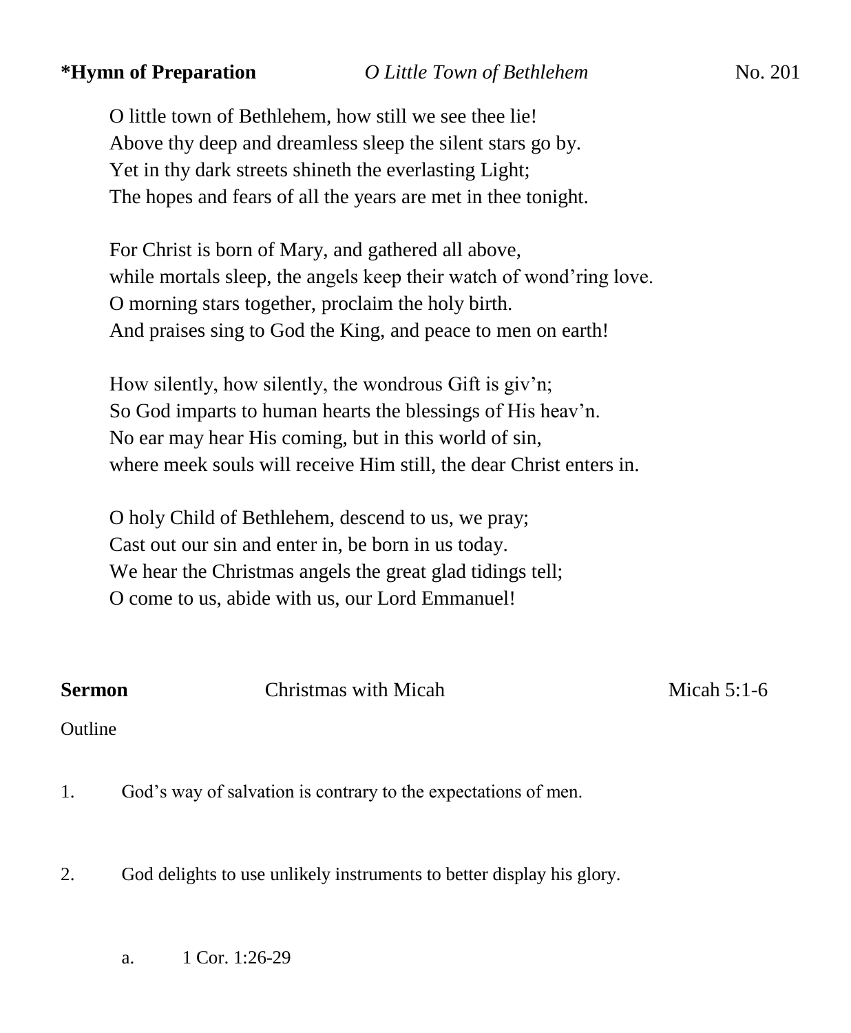**\*Hymn of Preparation** *O Little Town of Bethlehem* No. 201

O little town of Bethlehem, how still we see thee lie!
Above thy deep and dreamless sleep the silent stars go by.
Yet in thy dark streets shineth the everlasting Light;
The hopes and fears of all the years are met in thee tonight.

For Christ is born of Mary, and gathered all above,
while mortals sleep, the angels keep their watch of wond'ring love.
O morning stars together, proclaim the holy birth.
And praises sing to God the King, and peace to men on earth!

How silently, how silently, the wondrous Gift is giv'n;
So God imparts to human hearts the blessings of His heav'n.
No ear may hear His coming, but in this world of sin,
where meek souls will receive Him still, the dear Christ enters in.

O holy Child of Bethlehem, descend to us, we pray;
Cast out our sin and enter in, be born in us today.
We hear the Christmas angels the great glad tidings tell;
O come to us, abide with us, our Lord Emmanuel!

**Sermon** Christmas with Micah Micah 5:1-6

Outline

1. God's way of salvation is contrary to the expectations of men.

2. God delights to use unlikely instruments to better display his glory.

   a. 1 Cor. 1:26-29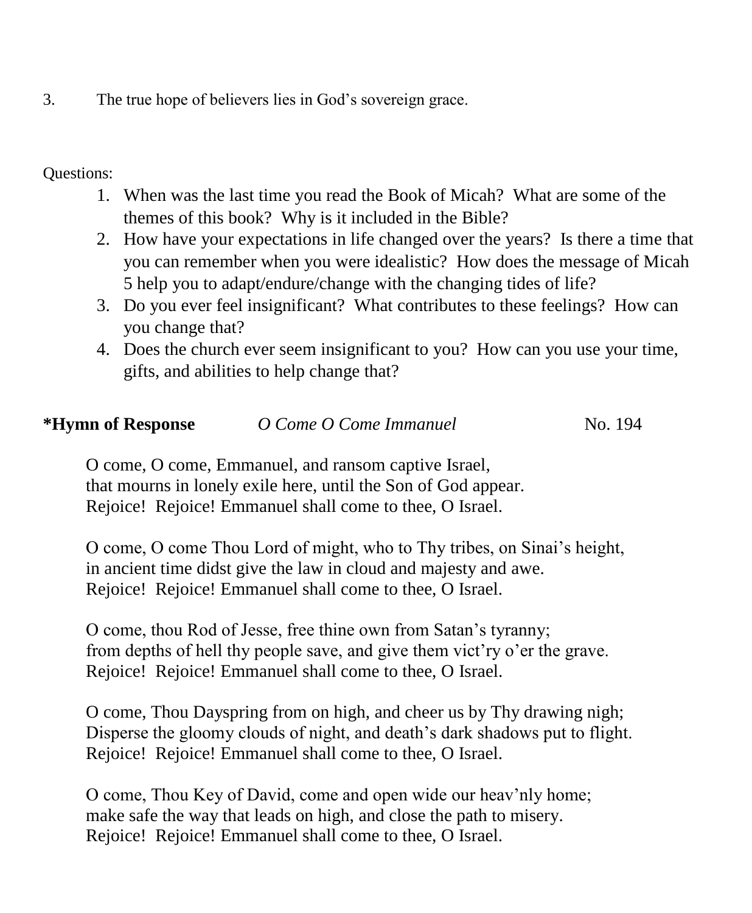3. The true hope of believers lies in God's sovereign grace.

Questions:

1. When was the last time you read the Book of Micah? What are some of the themes of this book? Why is it included in the Bible?
2. How have your expectations in life changed over the years? Is there a time that you can remember when you were idealistic? How does the message of Micah 5 help you to adapt/endure/change with the changing tides of life?
3. Do you ever feel insignificant? What contributes to these feelings? How can you change that?
4. Does the church ever seem insignificant to you? How can you use your time, gifts, and abilities to help change that?

**\*Hymn of Response** *O Come O Come Immanuel* No. 194

O come, O come, Emmanuel, and ransom captive Israel,
that mourns in lonely exile here, until the Son of God appear.
Rejoice! Rejoice! Emmanuel shall come to thee, O Israel.

O come, O come Thou Lord of might, who to Thy tribes, on Sinai's height,
in ancient time didst give the law in cloud and majesty and awe.
Rejoice! Rejoice! Emmanuel shall come to thee, O Israel.

O come, thou Rod of Jesse, free thine own from Satan's tyranny;
from depths of hell thy people save, and give them vict'ry o'er the grave.
Rejoice! Rejoice! Emmanuel shall come to thee, O Israel.

O come, Thou Dayspring from on high, and cheer us by Thy drawing nigh;
Disperse the gloomy clouds of night, and death's dark shadows put to flight.
Rejoice! Rejoice! Emmanuel shall come to thee, O Israel.

O come, Thou Key of David, come and open wide our heav'nly home;
make safe the way that leads on high, and close the path to misery.
Rejoice! Rejoice! Emmanuel shall come to thee, O Israel.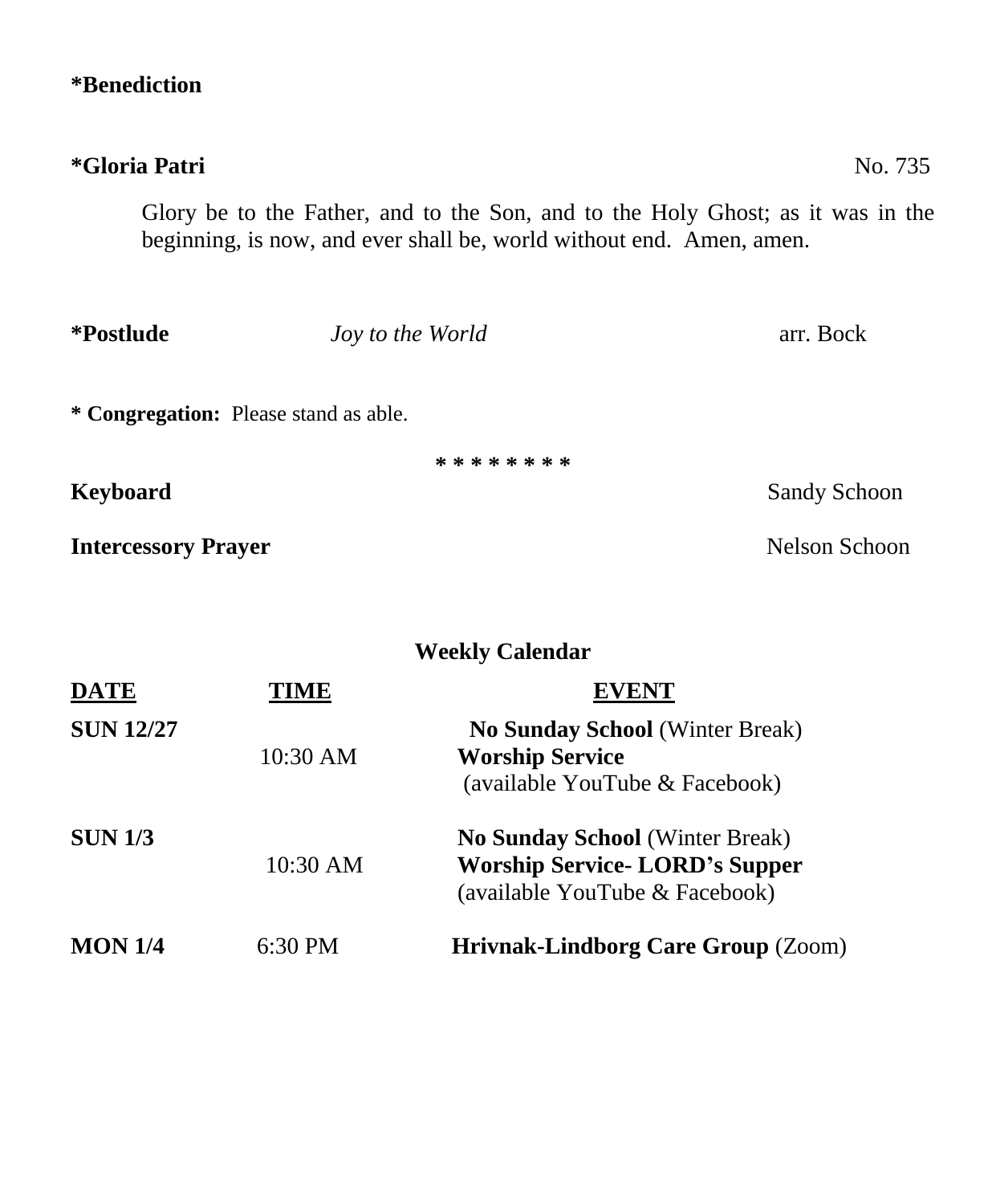**\*Benediction**

**\*Gloria Patri** No. 735

Glory be to the Father, and to the Son, and to the Holy Ghost; as it was in the beginning, is now, and ever shall be, world without end. Amen, amen.

**\*Postlude** *Joy to the World* arr. Bock

**\* Congregation:** Please stand as able.

\* \* \* \* \* \* \* \*

**Keyboard** Sandy Schoon

**Intercessory Prayer** Nelson Schoon

## Weekly Calendar

| DATE | TIME | EVENT |
|---|---|---|
| **SUN 12/27** | | **No Sunday School** (Winter Break) |
| | 10:30 AM | **Worship Service** (available YouTube & Facebook) |
| **SUN 1/3** | | **No Sunday School** (Winter Break) |
| | 10:30 AM | **Worship Service- LORD's Supper** (available YouTube & Facebook) |
| **MON 1/4** | 6:30 PM | **Hrivnak-Lindborg Care Group** (Zoom) |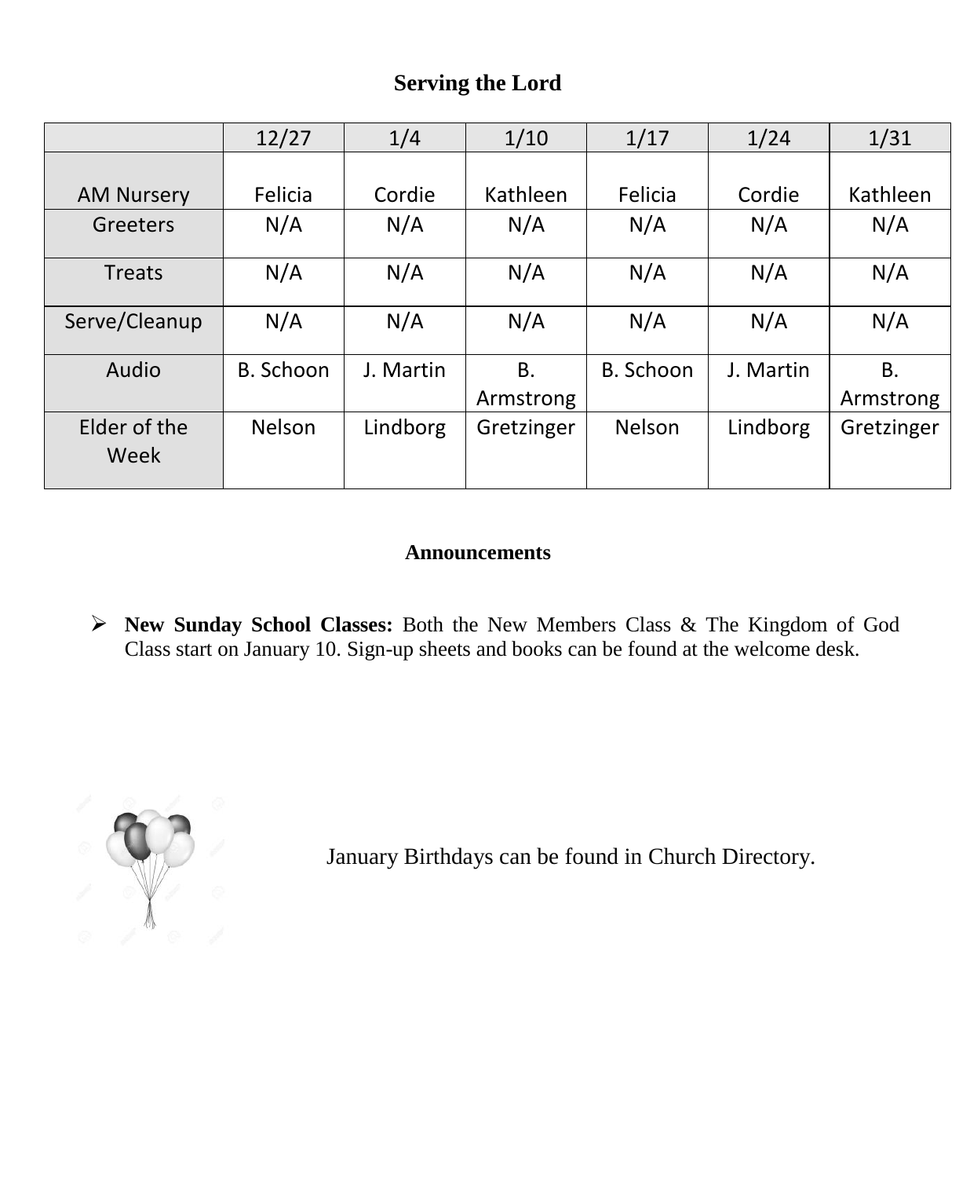## Serving the Lord

| | 12/27 | 1/4 | 1/10 | 1/17 | 1/24 | 1/31 |
|---|---|---|---|---|---|---|
| AM Nursery | Felicia | Cordie | Kathleen | Felicia | Cordie | Kathleen |
| Greeters | N/A | N/A | N/A | N/A | N/A | N/A |
| Treats | N/A | N/A | N/A | N/A | N/A | N/A |
| Serve/Cleanup | N/A | N/A | N/A | N/A | N/A | N/A |
| Audio | B. Schoon | J. Martin | B. Armstrong | B. Schoon | J. Martin | B. Armstrong |
| Elder of the Week | Nelson | Lindborg | Gretzinger | Nelson | Lindborg | Gretzinger |

## Announcements

- **New Sunday School Classes:** Both the New Members Class & The Kingdom of God Class start on January 10. Sign-up sheets and books can be found at the welcome desk.

January Birthdays can be found in Church Directory.